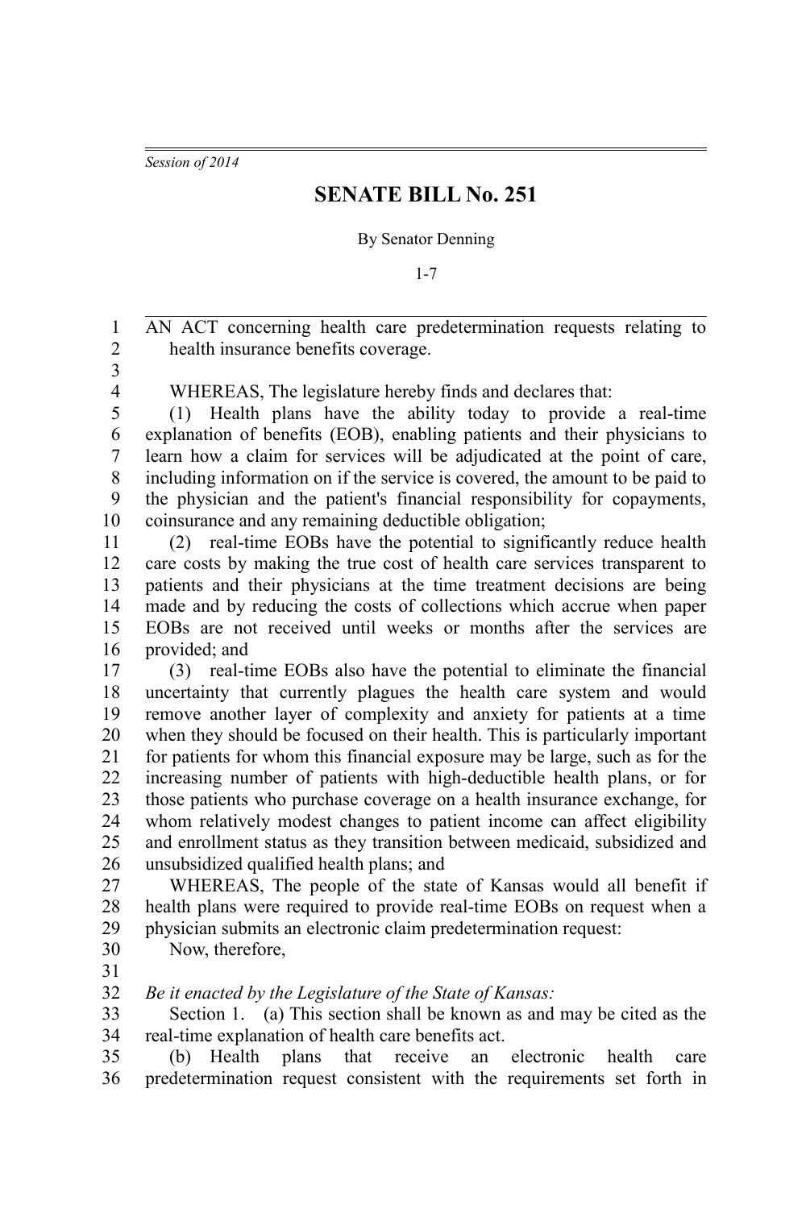*Session of 2014*

# SENATE BILL No. 251

By Senator Denning

1-7

AN ACT concerning health care predetermination requests relating to health insurance benefits coverage.

WHEREAS, The legislature hereby finds and declares that:

(1) Health plans have the ability today to provide a real-time explanation of benefits (EOB), enabling patients and their physicians to learn how a claim for services will be adjudicated at the point of care, including information on if the service is covered, the amount to be paid to the physician and the patient's financial responsibility for copayments, coinsurance and any remaining deductible obligation;

(2) real-time EOBs have the potential to significantly reduce health care costs by making the true cost of health care services transparent to patients and their physicians at the time treatment decisions are being made and by reducing the costs of collections which accrue when paper EOBs are not received until weeks or months after the services are provided; and

(3) real-time EOBs also have the potential to eliminate the financial uncertainty that currently plagues the health care system and would remove another layer of complexity and anxiety for patients at a time when they should be focused on their health. This is particularly important for patients for whom this financial exposure may be large, such as for the increasing number of patients with high-deductible health plans, or for those patients who purchase coverage on a health insurance exchange, for whom relatively modest changes to patient income can affect eligibility and enrollment status as they transition between medicaid, subsidized and unsubsidized qualified health plans; and

WHEREAS, The people of the state of Kansas would all benefit if health plans were required to provide real-time EOBs on request when a physician submits an electronic claim predetermination request:

Now, therefore,

*Be it enacted by the Legislature of the State of Kansas:*

Section 1. (a) This section shall be known as and may be cited as the real-time explanation of health care benefits act.

(b) Health plans that receive an electronic health care predetermination request consistent with the requirements set forth in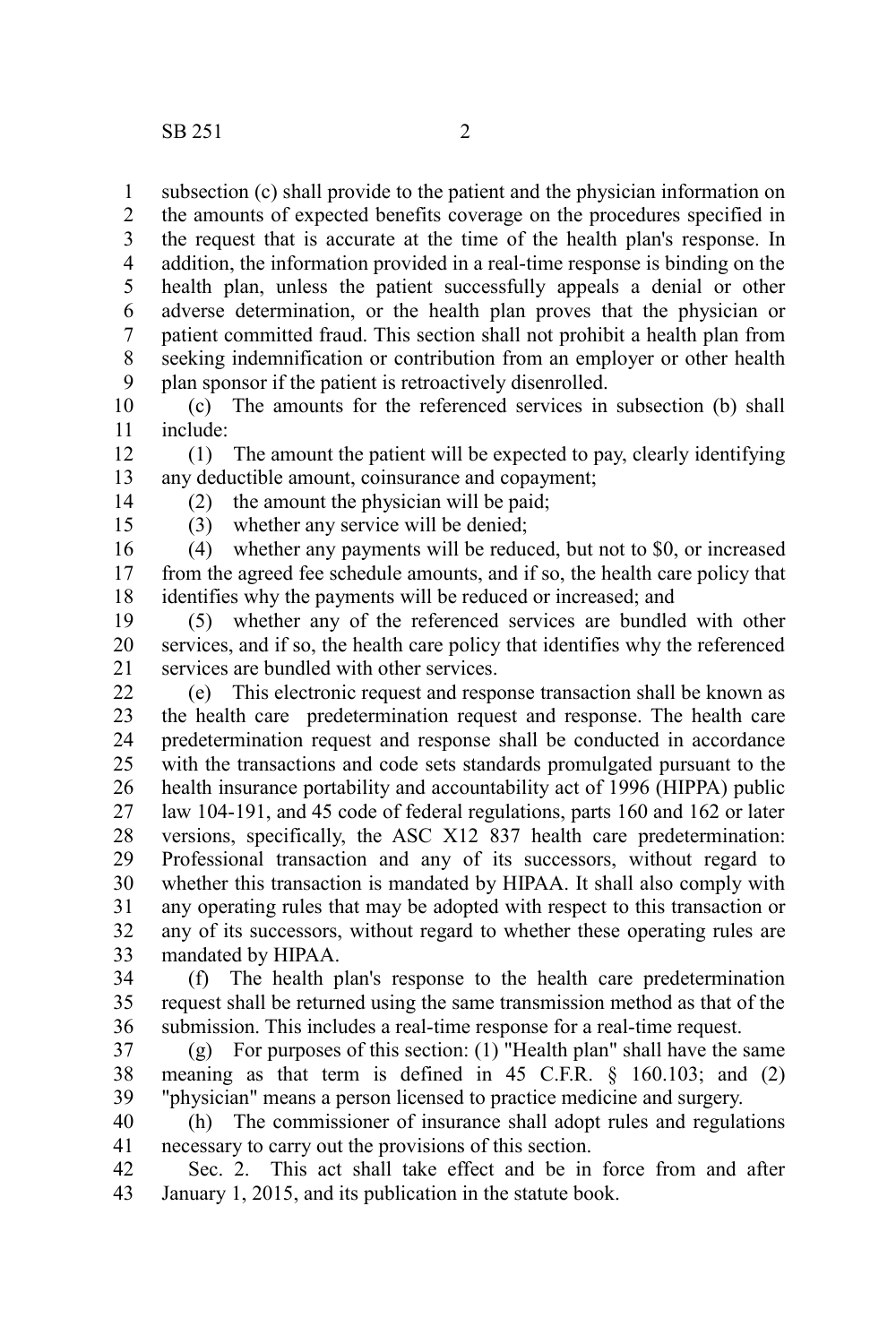subsection (c) shall provide to the patient and the physician information on the amounts of expected benefits coverage on the procedures specified in the request that is accurate at the time of the health plan's response. In addition, the information provided in a real-time response is binding on the health plan, unless the patient successfully appeals a denial or other adverse determination, or the health plan proves that the physician or patient committed fraud. This section shall not prohibit a health plan from seeking indemnification or contribution from an employer or other health plan sponsor if the patient is retroactively disenrolled.

(c) The amounts for the referenced services in subsection (b) shall include:

(1) The amount the patient will be expected to pay, clearly identifying any deductible amount, coinsurance and copayment;

(2) the amount the physician will be paid;

(3) whether any service will be denied;

(4) whether any payments will be reduced, but not to $0, or increased from the agreed fee schedule amounts, and if so, the health care policy that identifies why the payments will be reduced or increased; and

(5) whether any of the referenced services are bundled with other services, and if so, the health care policy that identifies why the referenced services are bundled with other services.

(e) This electronic request and response transaction shall be known as the health care predetermination request and response. The health care predetermination request and response shall be conducted in accordance with the transactions and code sets standards promulgated pursuant to the health insurance portability and accountability act of 1996 (HIPPA) public law 104-191, and 45 code of federal regulations, parts 160 and 162 or later versions, specifically, the ASC X12 837 health care predetermination: Professional transaction and any of its successors, without regard to whether this transaction is mandated by HIPAA. It shall also comply with any operating rules that may be adopted with respect to this transaction or any of its successors, without regard to whether these operating rules are mandated by HIPAA.

(f) The health plan's response to the health care predetermination request shall be returned using the same transmission method as that of the submission. This includes a real-time response for a real-time request.

(g) For purposes of this section: (1) "Health plan" shall have the same meaning as that term is defined in 45 C.F.R. § 160.103; and (2) "physician" means a person licensed to practice medicine and surgery.

(h) The commissioner of insurance shall adopt rules and regulations necessary to carry out the provisions of this section.

Sec. 2. This act shall take effect and be in force from and after January 1, 2015, and its publication in the statute book.